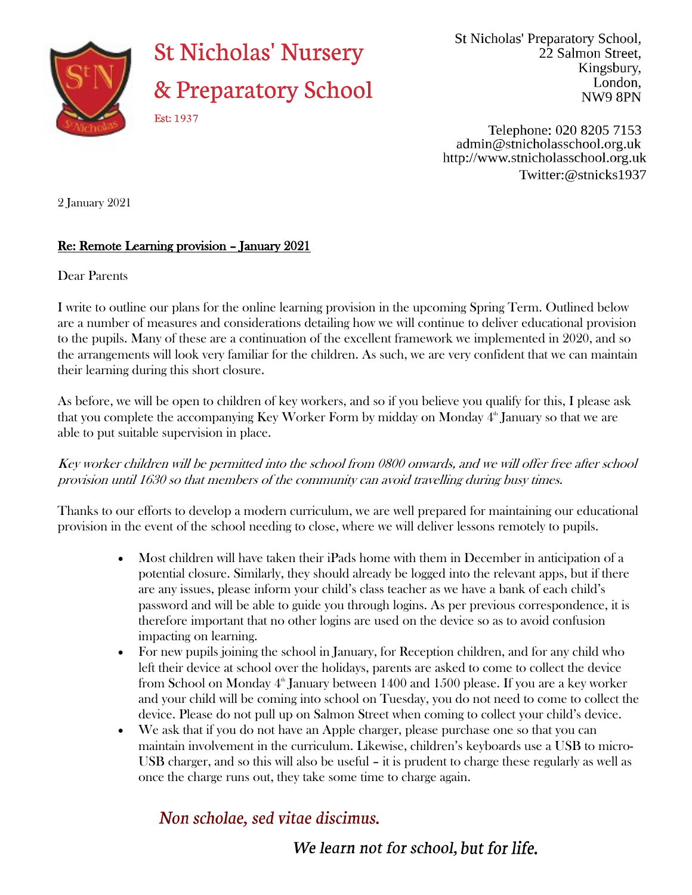# St Nicholas' Nursery & Preparatory School

Est: 1937

St Nicholas' Preparatory School,
22 Salmon Street,
Kingsbury,
London,
NW9 8PN

Telephone: 020 8205 7153
admin@stnicholasschool.org.uk
http://www.stnicholasschool.org.uk
Twitter:@stnicks1937

2 January 2021

**Re: Remote Learning provision – January 2021**

Dear Parents

I write to outline our plans for the online learning provision in the upcoming Spring Term. Outlined below are a number of measures and considerations detailing how we will continue to deliver educational provision to the pupils. Many of these are a continuation of the excellent framework we implemented in 2020, and so the arrangements will look very familiar for the children. As such, we are very confident that we can maintain their learning during this short closure.

As before, we will be open to children of key workers, and so if you believe you qualify for this, I please ask that you complete the accompanying Key Worker Form by midday on Monday 4th January so that we are able to put suitable supervision in place.

*Key worker children will be permitted into the school from 0800 onwards, and we will offer free after school provision until 1630 so that members of the community can avoid travelling during busy times.*

Thanks to our efforts to develop a modern curriculum, we are well prepared for maintaining our educational provision in the event of the school needing to close, where we will deliver lessons remotely to pupils.

- Most children will have taken their iPads home with them in December in anticipation of a potential closure. Similarly, they should already be logged into the relevant apps, but if there are any issues, please inform your child's class teacher as we have a bank of each child's password and will be able to guide you through logins. As per previous correspondence, it is therefore important that no other logins are used on the device so as to avoid confusion impacting on learning.
- For new pupils joining the school in January, for Reception children, and for any child who left their device at school over the holidays, parents are asked to come to collect the device from School on Monday 4th January between 1400 and 1500 please. If you are a key worker and your child will be coming into school on Tuesday, you do not need to come to collect the device. Please do not pull up on Salmon Street when coming to collect your child's device.
- We ask that if you do not have an Apple charger, please purchase one so that you can maintain involvement in the curriculum. Likewise, children's keyboards use a USB to micro-USB charger, and so this will also be useful – it is prudent to charge these regularly as well as once the charge runs out, they take some time to charge again.

*Non scholae, sed vitae discimus.*

*We learn not for school, but for life.*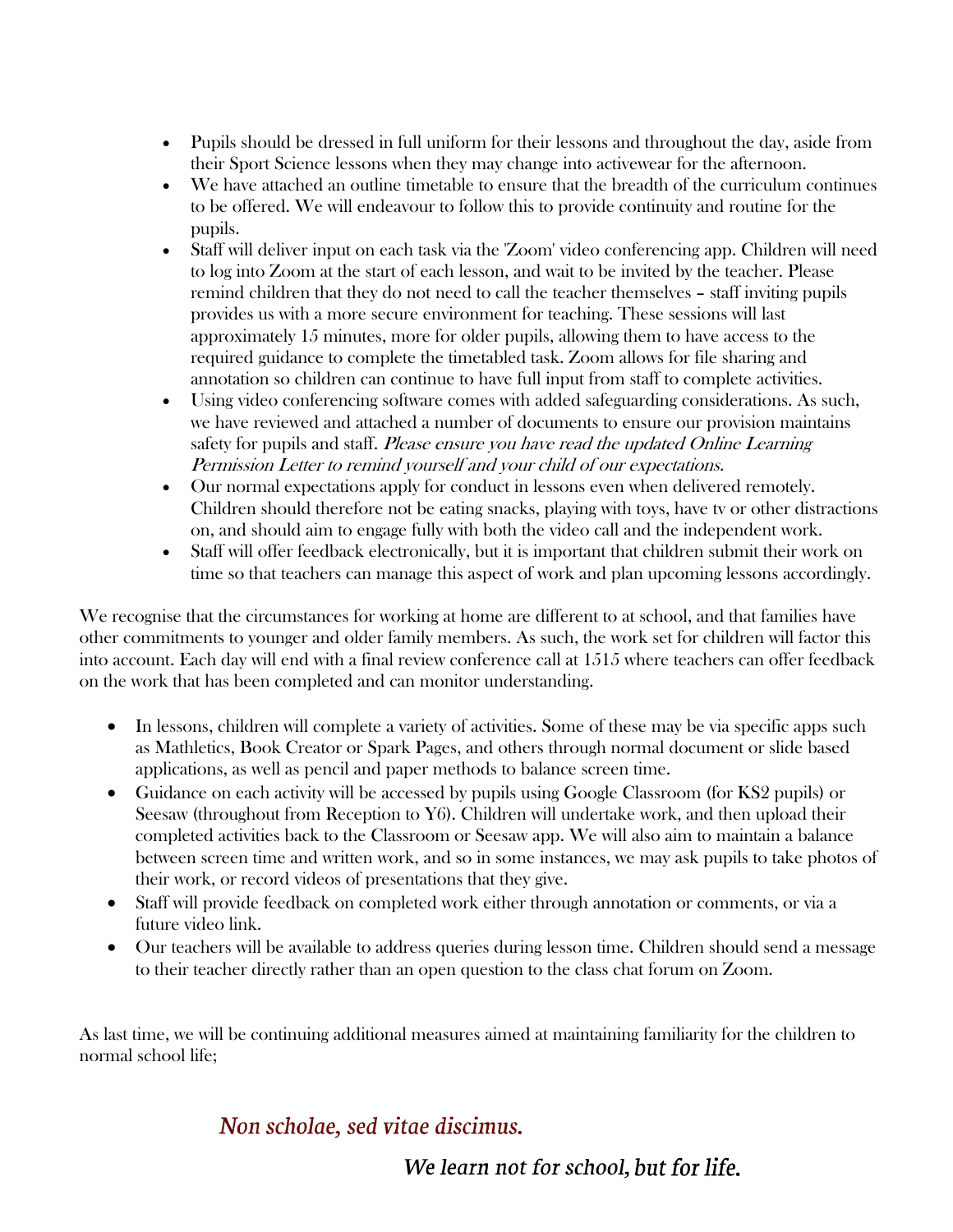- Pupils should be dressed in full uniform for their lessons and throughout the day, aside from their Sport Science lessons when they may change into activewear for the afternoon.
- We have attached an outline timetable to ensure that the breadth of the curriculum continues to be offered. We will endeavour to follow this to provide continuity and routine for the pupils.
- Staff will deliver input on each task via the 'Zoom' video conferencing app. Children will need to log into Zoom at the start of each lesson, and wait to be invited by the teacher. Please remind children that they do not need to call the teacher themselves – staff inviting pupils provides us with a more secure environment for teaching. These sessions will last approximately 15 minutes, more for older pupils, allowing them to have access to the required guidance to complete the timetabled task. Zoom allows for file sharing and annotation so children can continue to have full input from staff to complete activities.
- Using video conferencing software comes with added safeguarding considerations. As such, we have reviewed and attached a number of documents to ensure our provision maintains safety for pupils and staff. *Please ensure you have read the updated Online Learning Permission Letter to remind yourself and your child of our expectations.*
- Our normal expectations apply for conduct in lessons even when delivered remotely. Children should therefore not be eating snacks, playing with toys, have tv or other distractions on, and should aim to engage fully with both the video call and the independent work.
- Staff will offer feedback electronically, but it is important that children submit their work on time so that teachers can manage this aspect of work and plan upcoming lessons accordingly.

We recognise that the circumstances for working at home are different to at school, and that families have other commitments to younger and older family members. As such, the work set for children will factor this into account. Each day will end with a final review conference call at 1515 where teachers can offer feedback on the work that has been completed and can monitor understanding.

- In lessons, children will complete a variety of activities. Some of these may be via specific apps such as Mathletics, Book Creator or Spark Pages, and others through normal document or slide based applications, as well as pencil and paper methods to balance screen time.
- Guidance on each activity will be accessed by pupils using Google Classroom (for KS2 pupils) or Seesaw (throughout from Reception to Y6). Children will undertake work, and then upload their completed activities back to the Classroom or Seesaw app. We will also aim to maintain a balance between screen time and written work, and so in some instances, we may ask pupils to take photos of their work, or record videos of presentations that they give.
- Staff will provide feedback on completed work either through annotation or comments, or via a future video link.
- Our teachers will be available to address queries during lesson time. Children should send a message to their teacher directly rather than an open question to the class chat forum on Zoom.

As last time, we will be continuing additional measures aimed at maintaining familiarity for the children to normal school life;

*Non scholae, sed vitae discimus.*

*We learn not for school, but for life.*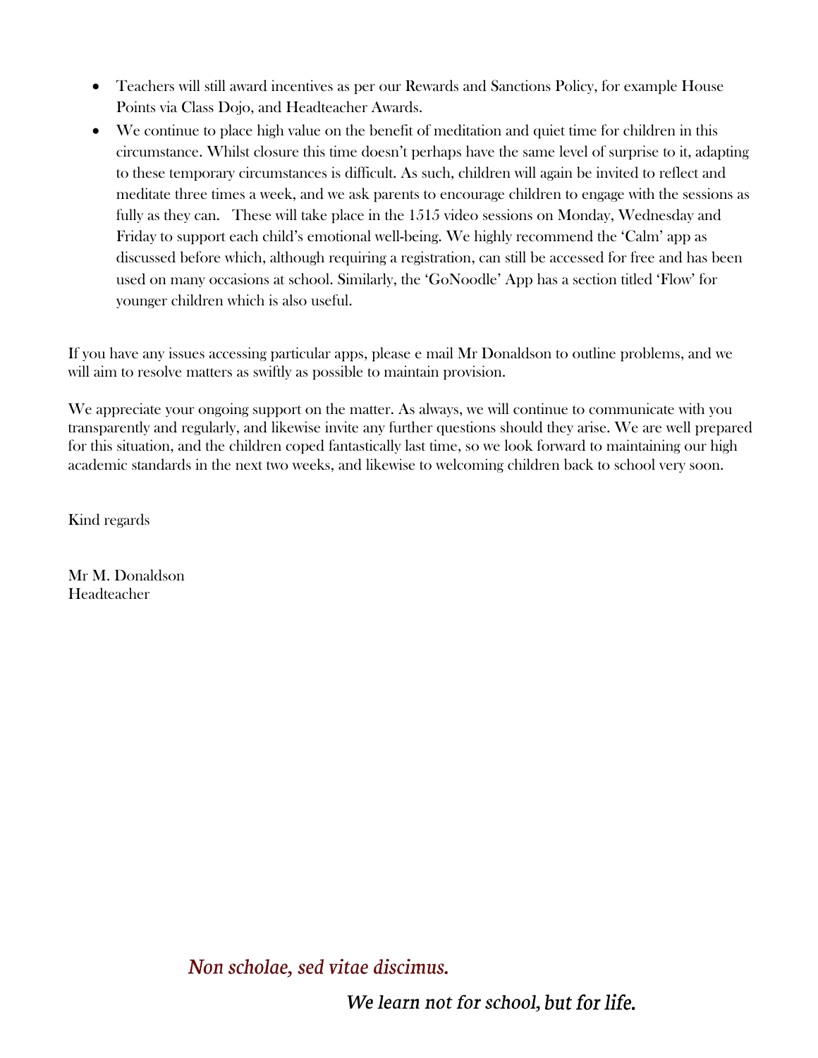- Teachers will still award incentives as per our Rewards and Sanctions Policy, for example House Points via Class Dojo, and Headteacher Awards.
- We continue to place high value on the benefit of meditation and quiet time for children in this circumstance. Whilst closure this time doesn't perhaps have the same level of surprise to it, adapting to these temporary circumstances is difficult. As such, children will again be invited to reflect and meditate three times a week, and we ask parents to encourage children to engage with the sessions as fully as they can. These will take place in the 1515 video sessions on Monday, Wednesday and Friday to support each child's emotional well-being. We highly recommend the 'Calm' app as discussed before which, although requiring a registration, can still be accessed for free and has been used on many occasions at school. Similarly, the 'GoNoodle' App has a section titled 'Flow' for younger children which is also useful.

If you have any issues accessing particular apps, please e mail Mr Donaldson to outline problems, and we will aim to resolve matters as swiftly as possible to maintain provision.

We appreciate your ongoing support on the matter. As always, we will continue to communicate with you transparently and regularly, and likewise invite any further questions should they arise. We are well prepared for this situation, and the children coped fantastically last time, so we look forward to maintaining our high academic standards in the next two weeks, and likewise to welcoming children back to school very soon.

Kind regards

Mr M. Donaldson
Headteacher

*Non scholae, sed vitae discimus.*

*We learn not for school, but for life.*